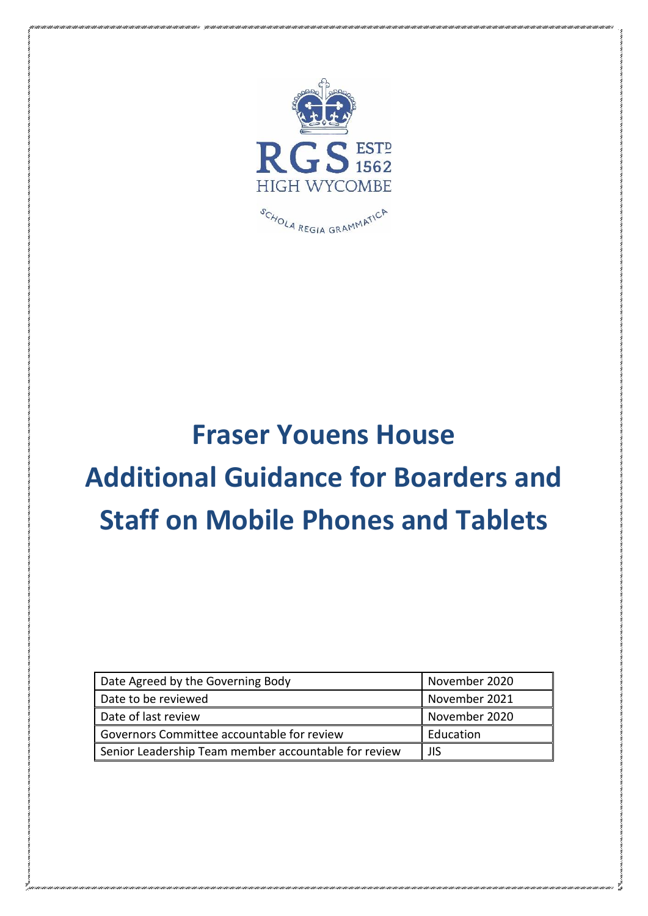RGS ESTD 1562

HIGH WYCOMBE

SCHOLA REGIA GRAMMATICA

# Fraser Youens House Additional Guidance for Boarders and Staff on Mobile Phones and Tablets

| Date Agreed by the Governing Body | November 2020 |
|---|---|
| Date to be reviewed | November 2021 |
| Date of last review | November 2020 |
| Governors Committee accountable for review | Education |
| Senior Leadership Team member accountable for review | JIS |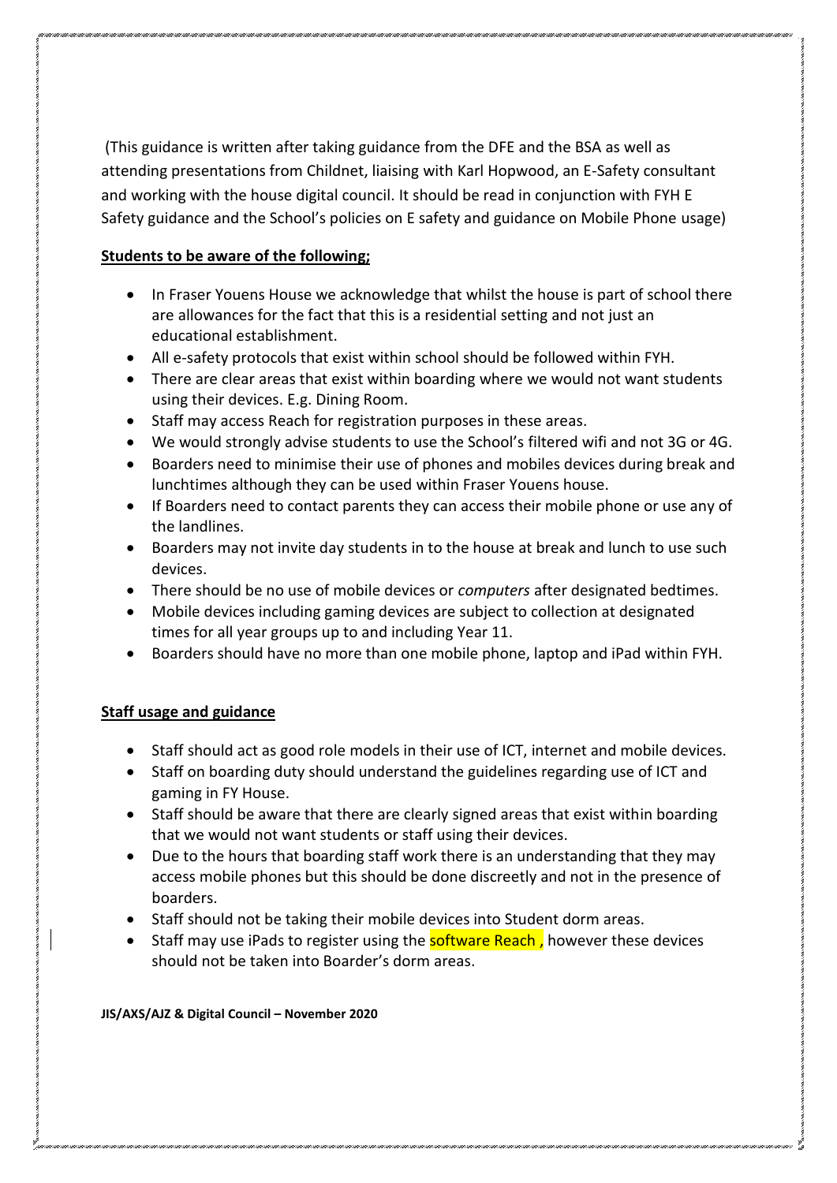(This guidance is written after taking guidance from the DFE and the BSA as well as attending presentations from Childnet, liaising with Karl Hopwood, an E-Safety consultant and working with the house digital council. It should be read in conjunction with FYH E Safety guidance and the School's policies on E safety and guidance on Mobile Phone usage)

**Students to be aware of the following;**

- In Fraser Youens House we acknowledge that whilst the house is part of school there are allowances for the fact that this is a residential setting and not just an educational establishment.
- All e-safety protocols that exist within school should be followed within FYH.
- There are clear areas that exist within boarding where we would not want students using their devices. E.g. Dining Room.
- Staff may access Reach for registration purposes in these areas.
- We would strongly advise students to use the School's filtered wifi and not 3G or 4G.
- Boarders need to minimise their use of phones and mobiles devices during break and lunchtimes although they can be used within Fraser Youens house.
- If Boarders need to contact parents they can access their mobile phone or use any of the landlines.
- Boarders may not invite day students in to the house at break and lunch to use such devices.
- There should be no use of mobile devices or *computers* after designated bedtimes.
- Mobile devices including gaming devices are subject to collection at designated times for all year groups up to and including Year 11.
- Boarders should have no more than one mobile phone, laptop and iPad within FYH.

**Staff usage and guidance**

- Staff should act as good role models in their use of ICT, internet and mobile devices.
- Staff on boarding duty should understand the guidelines regarding use of ICT and gaming in FY House.
- Staff should be aware that there are clearly signed areas that exist within boarding that we would not want students or staff using their devices.
- Due to the hours that boarding staff work there is an understanding that they may access mobile phones but this should be done discreetly and not in the presence of boarders.
- Staff should not be taking their mobile devices into Student dorm areas.
- Staff may use iPads to register using the software Reach , however these devices should not be taken into Boarder's dorm areas.

**JIS/AXS/AJZ & Digital Council – November 2020**